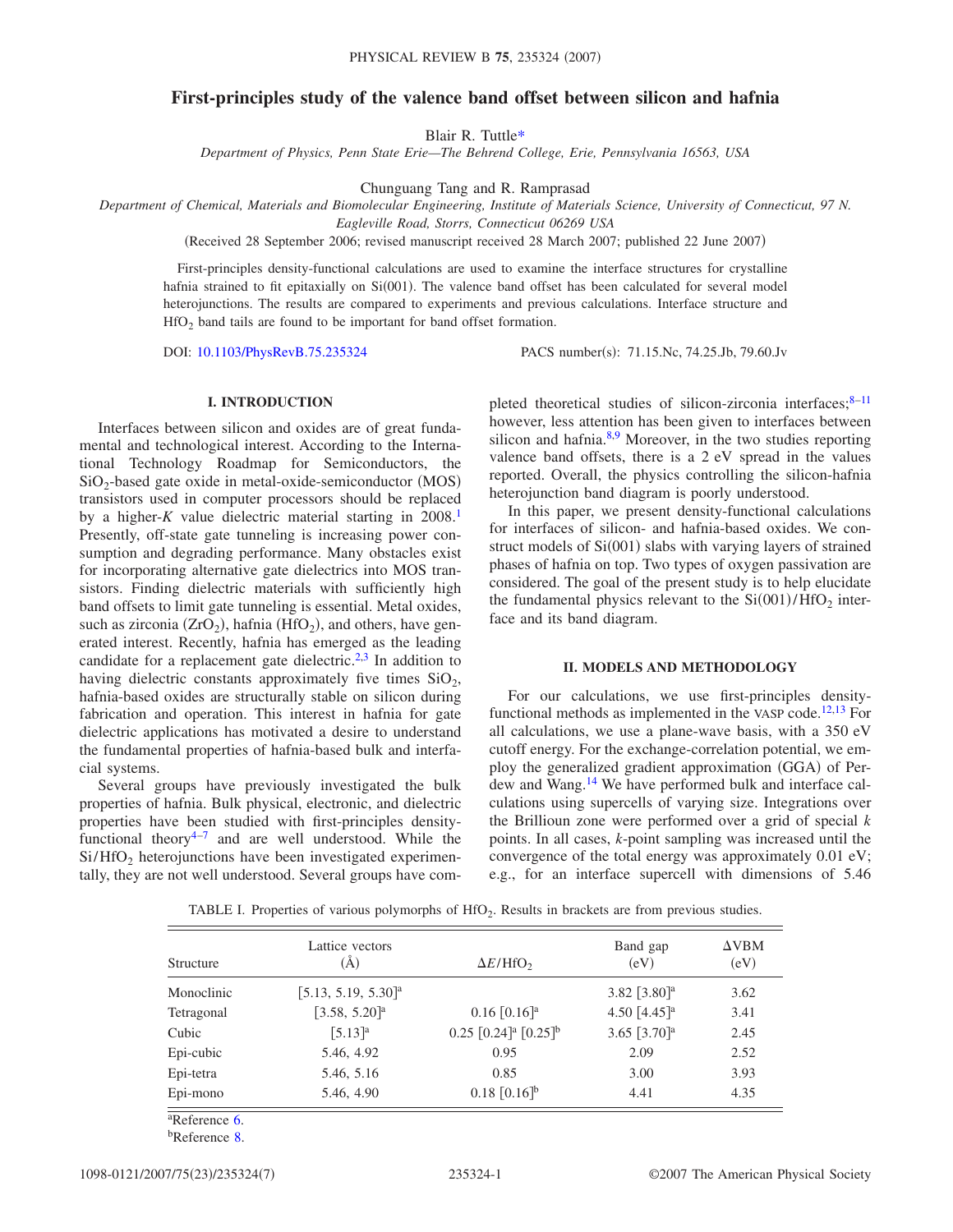# First-principles study of the valence band offset between silicon and hafnia

Blair R. Tuttle*

*Department of Physics, Penn State Erie—The Behrend College, Erie, Pennsylvania 16563, USA*

Chunguang Tang and R. Ramprasad

*Department of Chemical, Materials and Biomolecular Engineering, Institute of Materials Science, University of Connecticut, 97 N. Eagleville Road, Storrs, Connecticut 06269 USA*

(Received 28 September 2006; revised manuscript received 28 March 2007; published 22 June 2007)

First-principles density-functional calculations are used to examine the interface structures for crystalline hafnia strained to fit epitaxially on Si(001). The valence band offset has been calculated for several model heterojunctions. The results are compared to experiments and previous calculations. Interface structure and $HfO_2$ band tails are found to be important for band offset formation.

DOI: 10.1103/PhysRevB.75.235324 PACS number(s): 71.15.Nc, 74.25.Jb, 79.60.Jv

## I. INTRODUCTION

Interfaces between silicon and oxides are of great fundamental and technological interest. According to the International Technology Roadmap for Semiconductors, the $SiO_2$-based gate oxide in metal-oxide-semiconductor (MOS) transistors used in computer processors should be replaced by a higher-*K* value dielectric material starting in 2008.[1] Presently, off-state gate tunneling is increasing power consumption and degrading performance. Many obstacles exist for incorporating alternative gate dielectrics into MOS transistors. Finding dielectric materials with sufficiently high band offsets to limit gate tunneling is essential. Metal oxides, such as zirconia ($ZrO_2$), hafnia ($HfO_2$), and others, have generated interest. Recently, hafnia has emerged as the leading candidate for a replacement gate dielectric.[2,3] In addition to having dielectric constants approximately five times $SiO_2$, hafnia-based oxides are structurally stable on silicon during fabrication and operation. This interest in hafnia for gate dielectric applications has motivated a desire to understand the fundamental properties of hafnia-based bulk and interfacial systems.

Several groups have previously investigated the bulk properties of hafnia. Bulk physical, electronic, and dielectric properties have been studied with first-principles density-functional theory[4–7] and are well understood. While the $Si/HfO_2$ heterojunctions have been investigated experimentally, they are not well understood. Several groups have completed theoretical studies of silicon-zirconia interfaces;[8–11] however, less attention has been given to interfaces between silicon and hafnia.[8,9] Moreover, in the two studies reporting valence band offsets, there is a 2 eV spread in the values reported. Overall, the physics controlling the silicon-hafnia heterojunction band diagram is poorly understood.

In this paper, we present density-functional calculations for interfaces of silicon- and hafnia-based oxides. We construct models of Si(001) slabs with varying layers of strained phases of hafnia on top. Two types of oxygen passivation are considered. The goal of the present study is to help elucidate the fundamental physics relevant to the $Si(001)/HfO_2$ interface and its band diagram.

## II. MODELS AND METHODOLOGY

For our calculations, we use first-principles density-functional methods as implemented in the VASP code.[12,13] For all calculations, we use a plane-wave basis, with a 350 eV cutoff energy. For the exchange-correlation potential, we employ the generalized gradient approximation (GGA) of Perdew and Wang.[14] We have performed bulk and interface calculations using supercells of varying size. Integrations over the Brillioun zone were performed over a grid of special *k* points. In all cases, *k*-point sampling was increased until the convergence of the total energy was approximately 0.01 eV; e.g., for an interface supercell with dimensions of 5.46

TABLE I. Properties of various polymorphs of $HfO_2$. Results in brackets are from previous studies.

| Structure | Lattice vectors (Å) | $\Delta E/HfO_2$ | Band gap (eV) | ΔVBM (eV) |
|---|---|---|---|---|
| Monoclinic | [5.13, 5.19, 5.30][a] | | 3.82 [3.80][a] | 3.62 |
| Tetragonal | [3.58, 5.20][a] | 0.16 [0.16][a] | 4.50 [4.45][a] | 3.41 |
| Cubic | [5.13][a] | 0.25 [0.24][a] [0.25][b] | 3.65 [3.70][a] | 2.45 |
| Epi-cubic | 5.46, 4.92 | 0.95 | 2.09 | 2.52 |
| Epi-tetra | 5.46, 5.16 | 0.85 | 3.00 | 3.93 |
| Epi-mono | 5.46, 4.90 | 0.18 [0.16][b] | 4.41 | 4.35 |

[a]Reference 6.

[b]Reference 8.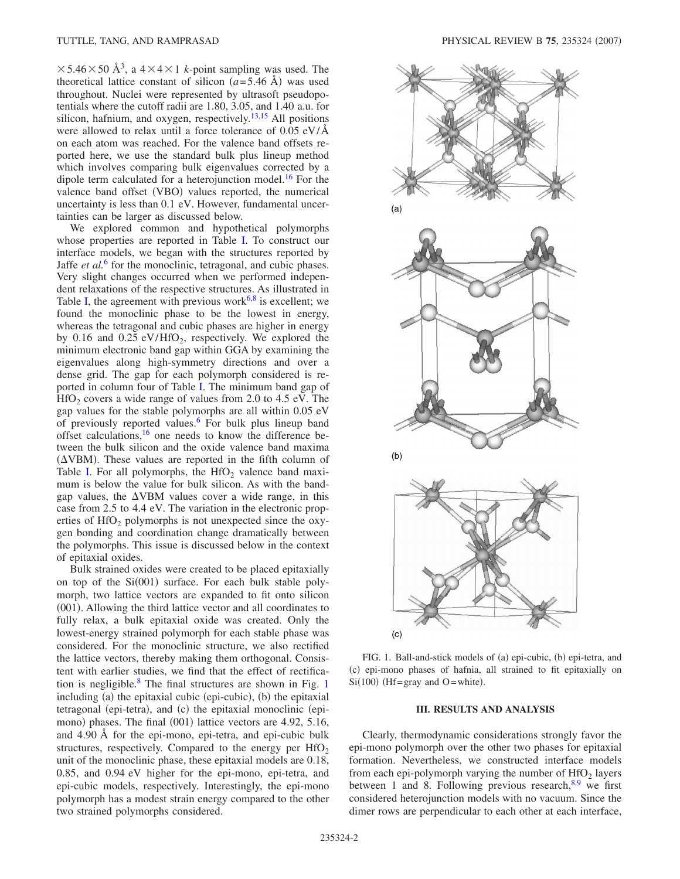$\times 5.46 \times 50$ Å$^3$, a $4 \times 4 \times 1$ $k$-point sampling was used. The theoretical lattice constant of silicon ($a = 5.46$ Å) was used throughout. Nuclei were represented by ultrasoft pseudopotentials where the cutoff radii are 1.80, 3.05, and 1.40 a.u. for silicon, hafnium, and oxygen, respectively.[13,15] All positions were allowed to relax until a force tolerance of 0.05 eV/Å on each atom was reached. For the valence band offsets reported here, we use the standard bulk plus lineup method which involves comparing bulk eigenvalues corrected by a dipole term calculated for a heterojunction model.[16] For the valence band offset (VBO) values reported, the numerical uncertainty is less than 0.1 eV. However, fundamental uncertainties can be larger as discussed below.

We explored common and hypothetical polymorphs whose properties are reported in Table I. To construct our interface models, we began with the structures reported by Jaffe *et al.*[6] for the monoclinic, tetragonal, and cubic phases. Very slight changes occurred when we performed independent relaxations of the respective structures. As illustrated in Table I, the agreement with previous work[6,8] is excellent; we found the monoclinic phase to be the lowest in energy, whereas the tetragonal and cubic phases are higher in energy by 0.16 and 0.25 eV/$HfO_2$, respectively. We explored the minimum electronic band gap within GGA by examining the eigenvalues along high-symmetry directions and over a dense grid. The gap for each polymorph considered is reported in column four of Table I. The minimum band gap of $HfO_2$ covers a wide range of values from 2.0 to 4.5 eV. The gap values for the stable polymorphs are all within 0.05 eV of previously reported values.[6] For bulk plus lineup band offset calculations,[16] one needs to know the difference between the bulk silicon and the oxide valence band maxima ($\Delta$VBM). These values are reported in the fifth column of Table I. For all polymorphs, the $HfO_2$ valence band maximum is below the value for bulk silicon. As with the band-gap values, the $\Delta$VBM values cover a wide range, in this case from 2.5 to 4.4 eV. The variation in the electronic properties of $HfO_2$ polymorphs is not unexpected since the oxygen bonding and coordination change dramatically between the polymorphs. This issue is discussed below in the context of epitaxial oxides.

Bulk strained oxides were created to be placed epitaxially on top of the Si(001) surface. For each bulk stable polymorph, two lattice vectors are expanded to fit onto silicon (001). Allowing the third lattice vector and all coordinates to fully relax, a bulk epitaxial oxide was created. Only the lowest-energy strained polymorph for each stable phase was considered. For the monoclinic structure, we also rectified the lattice vectors, thereby making them orthogonal. Consistent with earlier studies, we find that the effect of rectification is negligible.[8] The final structures are shown in Fig. 1 including (a) the epitaxial cubic (epi-cubic), (b) the epitaxial tetragonal (epi-tetra), and (c) the epitaxial monoclinic (epi-mono) phases. The final (001) lattice vectors are 4.92, 5.16, and 4.90 Å for the epi-mono, epi-tetra, and epi-cubic bulk structures, respectively. Compared to the energy per $HfO_2$ unit of the monoclinic phase, these epitaxial models are 0.18, 0.85, and 0.94 eV higher for the epi-mono, epi-tetra, and epi-cubic models, respectively. Interestingly, the epi-mono polymorph has a modest strain energy compared to the other two strained polymorphs considered.

FIG. 1. Ball-and-stick models of (a) epi-cubic, (b) epi-tetra, and (c) epi-mono phases of hafnia, all strained to fit epitaxially on Si(100) (Hf=gray and O=white).

## III. RESULTS AND ANALYSIS

Clearly, thermodynamic considerations strongly favor the epi-mono polymorph over the other two phases for epitaxial formation. Nevertheless, we constructed interface models from each epi-polymorph varying the number of $HfO_2$ layers between 1 and 8. Following previous research,[8,9] we first considered heterojunction models with no vacuum. Since the dimer rows are perpendicular to each other at each interface,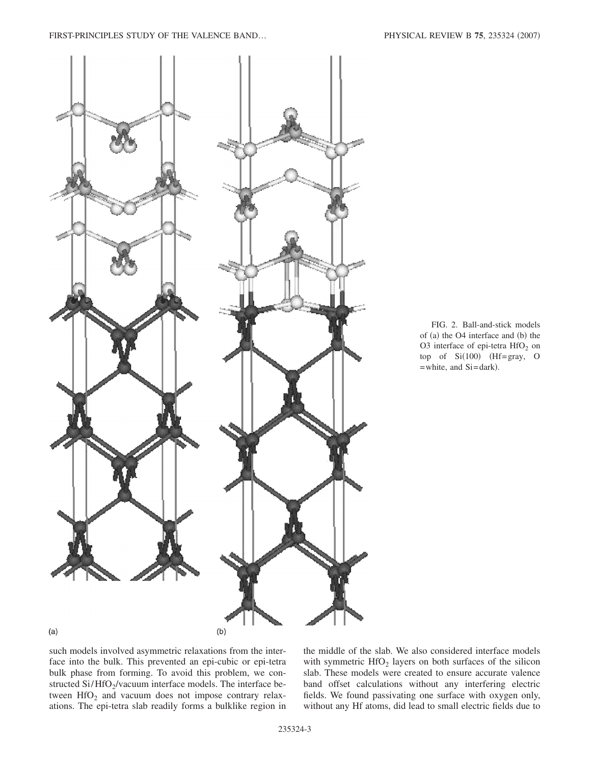FIG. 2. Ball-and-stick models of (a) the O4 interface and (b) the O3 interface of epi-tetra $HfO_2$ on top of Si(100) (Hf=gray, O=white, and Si=dark).

such models involved asymmetric relaxations from the interface into the bulk. This prevented an epi-cubic or epi-tetra bulk phase from forming. To avoid this problem, we constructed Si/$HfO_2$/vacuum interface models. The interface between $HfO_2$ and vacuum does not impose contrary relaxations. The epi-tetra slab readily forms a bulklike region in the middle of the slab. We also considered interface models with symmetric $HfO_2$ layers on both surfaces of the silicon slab. These models were created to ensure accurate valence band offset calculations without any interfering electric fields. We found passivating one surface with oxygen only, without any Hf atoms, did lead to small electric fields due to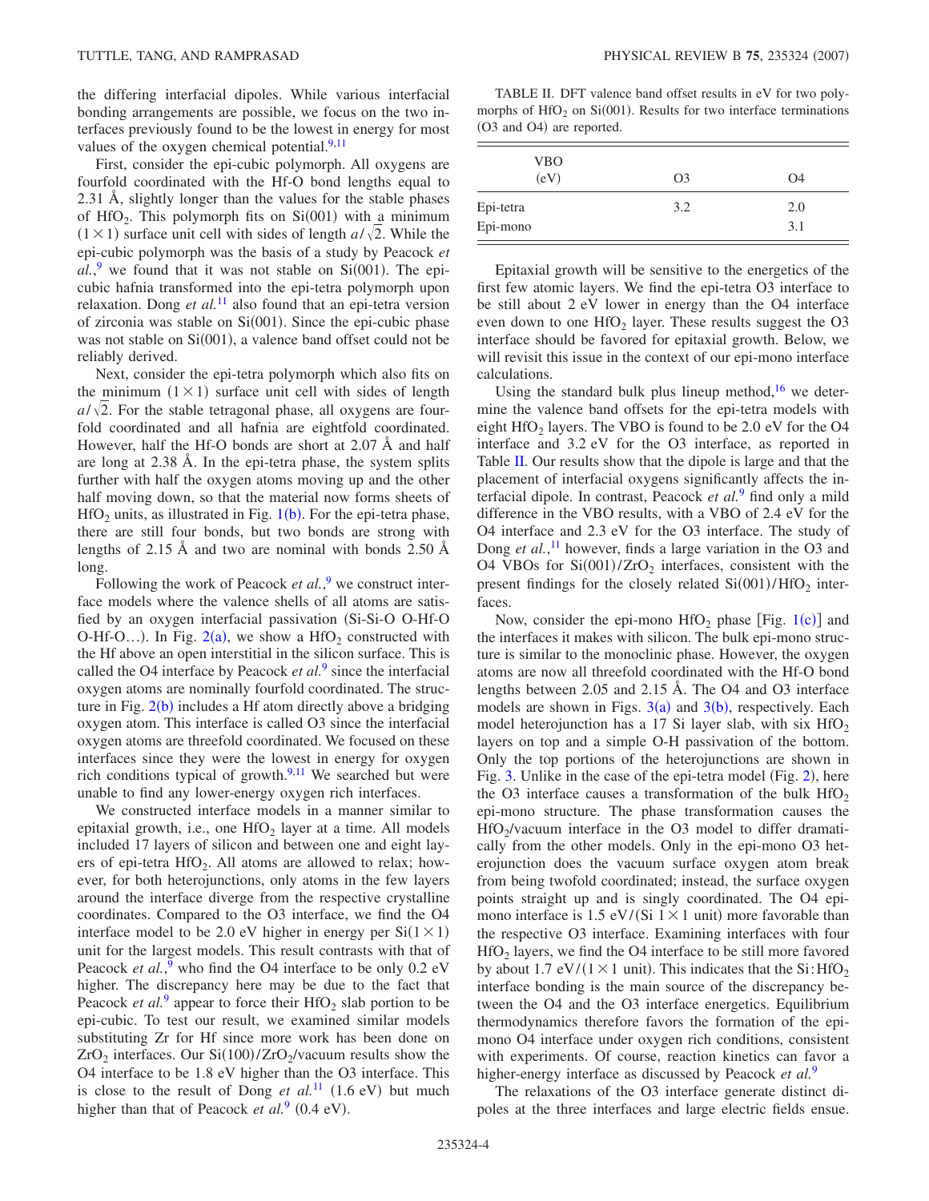the differing interfacial dipoles. While various interfacial bonding arrangements are possible, we focus on the two interfaces previously found to be the lowest in energy for most values of the oxygen chemical potential.[9,11]

First, consider the epi-cubic polymorph. All oxygens are fourfold coordinated with the Hf-O bond lengths equal to 2.31 Å, slightly longer than the values for the stable phases of $HfO_2$. This polymorph fits on Si(001) with a minimum $(1\times1)$ surface unit cell with sides of length $a/\sqrt{2}$. While the epi-cubic polymorph was the basis of a study by Peacock *et al.*,[9] we found that it was not stable on Si(001). The epi-cubic hafnia transformed into the epi-tetra polymorph upon relaxation. Dong *et al.*[11] also found that an epi-tetra version of zirconia was stable on Si(001). Since the epi-cubic phase was not stable on Si(001), a valence band offset could not be reliably derived.

Next, consider the epi-tetra polymorph which also fits on the minimum $(1\times1)$ surface unit cell with sides of length $a/\sqrt{2}$. For the stable tetragonal phase, all oxygens are fourfold coordinated and all hafnia are eightfold coordinated. However, half the Hf-O bonds are short at 2.07 Å and half are long at 2.38 Å. In the epi-tetra phase, the system splits further with half the oxygen atoms moving up and the other half moving down, so that the material now forms sheets of $HfO_2$ units, as illustrated in Fig. 1(b). For the epi-tetra phase, there are still four bonds, but two bonds are strong with lengths of 2.15 Å and two are nominal with bonds 2.50 Å long.

Following the work of Peacock *et al.*,[9] we construct interface models where the valence shells of all atoms are satisfied by an oxygen interfacial passivation (Si-Si-O O-Hf-O O-Hf-O…). In Fig. 2(a), we show a $HfO_2$ constructed with the Hf above an open interstitial in the silicon surface. This is called the O4 interface by Peacock *et al.*[9] since the interfacial oxygen atoms are nominally fourfold coordinated. The structure in Fig. 2(b) includes a Hf atom directly above a bridging oxygen atom. This interface is called O3 since the interfacial oxygen atoms are threefold coordinated. We focused on these interfaces since they were the lowest in energy for oxygen rich conditions typical of growth.[9,11] We searched but were unable to find any lower-energy oxygen rich interfaces.

We constructed interface models in a manner similar to epitaxial growth, i.e., one $HfO_2$ layer at a time. All models included 17 layers of silicon and between one and eight layers of epi-tetra $HfO_2$. All atoms are allowed to relax; however, for both heterojunctions, only atoms in the few layers around the interface diverge from the respective crystalline coordinates. Compared to the O3 interface, we find the O4 interface model to be 2.0 eV higher in energy per $Si(1\times1)$ unit for the largest models. This result contrasts with that of Peacock *et al.*,[9] who find the O4 interface to be only 0.2 eV higher. The discrepancy here may be due to the fact that Peacock *et al.*[9] appear to force their $HfO_2$ slab portion to be epi-cubic. To test our result, we examined similar models substituting Zr for Hf since more work has been done on $ZrO_2$ interfaces. Our $Si(100)/ZrO_2$/vacuum results show the O4 interface to be 1.8 eV higher than the O3 interface. This is close to the result of Dong *et al.*[11] (1.6 eV) but much higher than that of Peacock *et al.*[9] (0.4 eV).

TABLE II. DFT valence band offset results in eV for two polymorphs of $HfO_2$ on Si(001). Results for two interface terminations (O3 and O4) are reported.

| VBO (eV) | O3 | O4 |
|---|---|---|
| Epi-tetra | 3.2 | 2.0 |
| Epi-mono | | 3.1 |

Epitaxial growth will be sensitive to the energetics of the first few atomic layers. We find the epi-tetra O3 interface to be still about 2 eV lower in energy than the O4 interface even down to one $HfO_2$ layer. These results suggest the O3 interface should be favored for epitaxial growth. Below, we will revisit this issue in the context of our epi-mono interface calculations.

Using the standard bulk plus lineup method,[16] we determine the valence band offsets for the epi-tetra models with eight $HfO_2$ layers. The VBO is found to be 2.0 eV for the O4 interface and 3.2 eV for the O3 interface, as reported in Table II. Our results show that the dipole is large and that the placement of interfacial oxygens significantly affects the interfacial dipole. In contrast, Peacock *et al.*[9] find only a mild difference in the VBO results, with a VBO of 2.4 eV for the O4 interface and 2.3 eV for the O3 interface. The study of Dong *et al.*,[11] however, finds a large variation in the O3 and O4 VBOs for $Si(001)/ZrO_2$ interfaces, consistent with the present findings for the closely related $Si(001)/HfO_2$ interfaces.

Now, consider the epi-mono $HfO_2$ phase [Fig. 1(c)] and the interfaces it makes with silicon. The bulk epi-mono structure is similar to the monoclinic phase. However, the oxygen atoms are now all threefold coordinated with the Hf-O bond lengths between 2.05 and 2.15 Å. The O4 and O3 interface models are shown in Figs. 3(a) and 3(b), respectively. Each model heterojunction has a 17 Si layer slab, with six $HfO_2$ layers on top and a simple O-H passivation of the bottom. Only the top portions of the heterojunctions are shown in Fig. 3. Unlike in the case of the epi-tetra model (Fig. 2), here the O3 interface causes a transformation of the bulk $HfO_2$ epi-mono structure. The phase transformation causes the $HfO_2$/vacuum interface in the O3 model to differ dramatically from the other models. Only in the epi-mono O3 heterojunction does the vacuum surface oxygen atom break from being twofold coordinated; instead, the surface oxygen points straight up and is singly coordinated. The O4 epi-mono interface is 1.5 eV/(Si $1\times1$ unit) more favorable than the respective O3 interface. Examining interfaces with four $HfO_2$ layers, we find the O4 interface to be still more favored by about 1.7 eV/$(1\times1$ unit). This indicates that the Si:$HfO_2$ interface bonding is the main source of the discrepancy between the O4 and the O3 interface energetics. Equilibrium thermodynamics therefore favors the formation of the epi-mono O4 interface under oxygen rich conditions, consistent with experiments. Of course, reaction kinetics can favor a higher-energy interface as discussed by Peacock *et al.*[9]

The relaxations of the O3 interface generate distinct dipoles at the three interfaces and large electric fields ensue.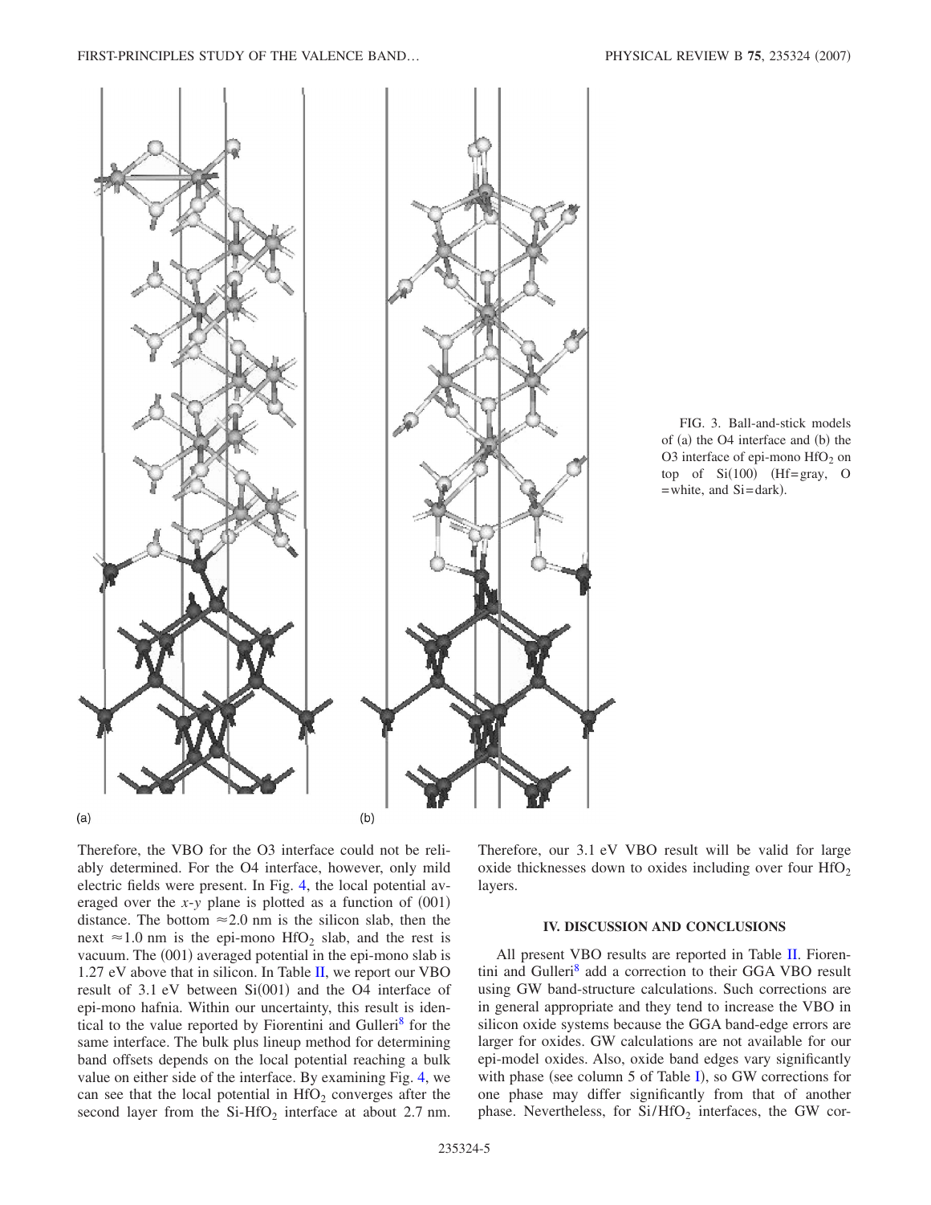FIG. 3. Ball-and-stick models of (a) the O4 interface and (b) the O3 interface of epi-mono $HfO_2$ on top of Si(100) (Hf=gray, O =white, and Si=dark).

Therefore, the VBO for the O3 interface could not be reliably determined. For the O4 interface, however, only mild electric fields were present. In Fig. 4, the local potential averaged over the $x$-$y$ plane is plotted as a function of (001) distance. The bottom $\approx 2.0$ nm is the silicon slab, then the next $\approx 1.0$ nm is the epi-mono $HfO_2$ slab, and the rest is vacuum. The (001) averaged potential in the epi-mono slab is 1.27 eV above that in silicon. In Table II, we report our VBO result of 3.1 eV between Si(001) and the O4 interface of epi-mono hafnia. Within our uncertainty, this result is identical to the value reported by Fiorentini and Gulleri[8] for the same interface. The bulk plus lineup method for determining band offsets depends on the local potential reaching a bulk value on either side of the interface. By examining Fig. 4, we can see that the local potential in $HfO_2$ converges after the second layer from the Si-$HfO_2$ interface at about 2.7 nm. Therefore, our 3.1 eV VBO result will be valid for large oxide thicknesses down to oxides including over four $HfO_2$ layers.

## IV. DISCUSSION AND CONCLUSIONS

All present VBO results are reported in Table II. Fiorentini and Gulleri[8] add a correction to their GGA VBO result using GW band-structure calculations. Such corrections are in general appropriate and they tend to increase the VBO in silicon oxide systems because the GGA band-edge errors are larger for oxides. GW calculations are not available for our epi-model oxides. Also, oxide band edges vary significantly with phase (see column 5 of Table I), so GW corrections for one phase may differ significantly from that of another phase. Nevertheless, for Si/$HfO_2$ interfaces, the GW cor-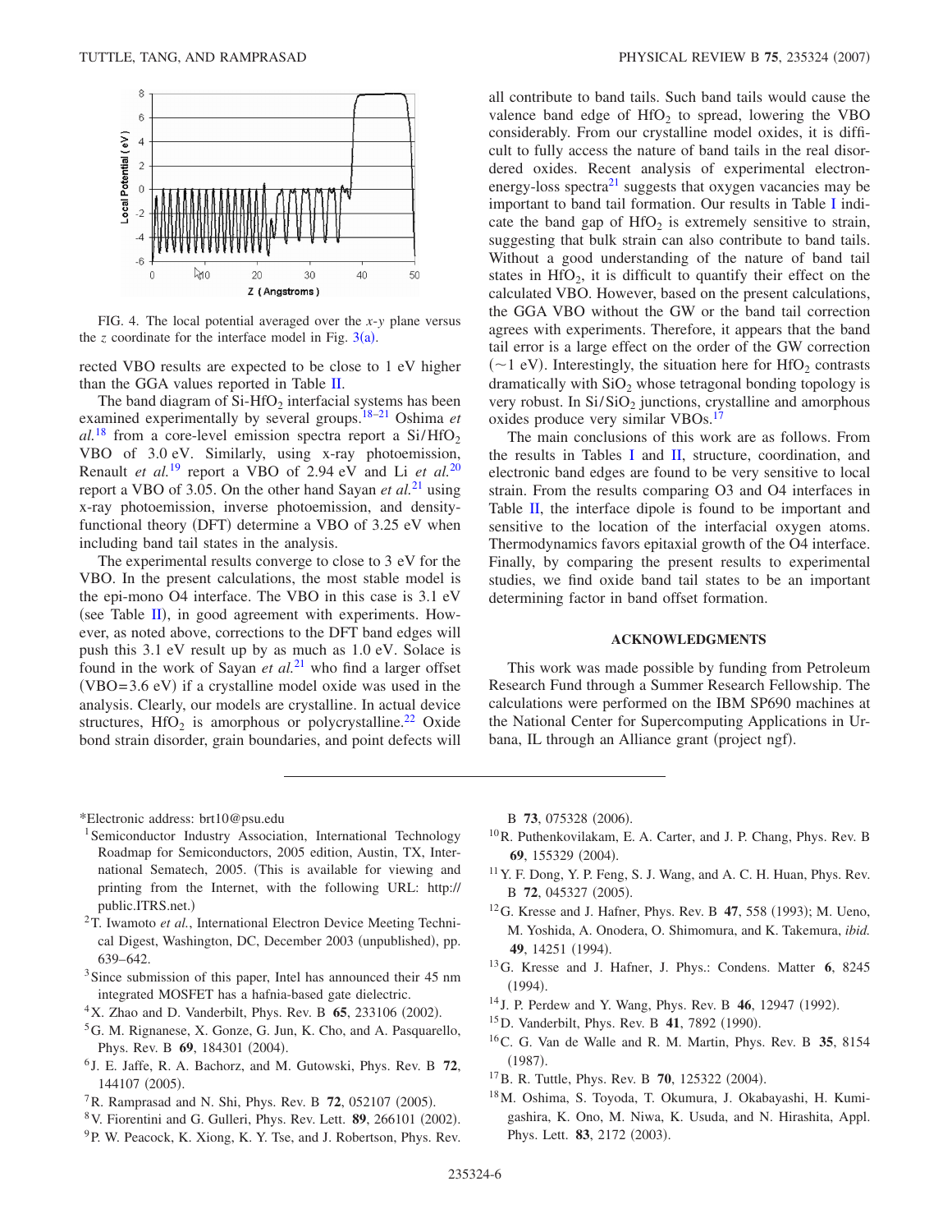FIG. 4. The local potential averaged over the $x$-$y$ plane versus the $z$ coordinate for the interface model in Fig. 3(a).

rected VBO results are expected to be close to 1 eV higher than the GGA values reported in Table II.

The band diagram of Si-$HfO_2$ interfacial systems has been examined experimentally by several groups.[18–21] Oshima *et al.*[18] from a core-level emission spectra report a Si/$HfO_2$ VBO of 3.0 eV. Similarly, using x-ray photoemission, Renault *et al.*[19] report a VBO of 2.94 eV and Li *et al.*[20] report a VBO of 3.05. On the other hand Sayan *et al.*[21] using x-ray photoemission, inverse photoemission, and density-functional theory (DFT) determine a VBO of 3.25 eV when including band tail states in the analysis.

The experimental results converge to close to 3 eV for the VBO. In the present calculations, the most stable model is the epi-mono O4 interface. The VBO in this case is 3.1 eV (see Table II), in good agreement with experiments. However, as noted above, corrections to the DFT band edges will push this 3.1 eV result up by as much as 1.0 eV. Solace is found in the work of Sayan *et al.*[21] who find a larger offset (VBO=3.6 eV) if a crystalline model oxide was used in the analysis. Clearly, our models are crystalline. In actual device structures, $HfO_2$ is amorphous or polycrystalline.[22] Oxide bond strain disorder, grain boundaries, and point defects will all contribute to band tails. Such band tails would cause the valence band edge of $HfO_2$ to spread, lowering the VBO considerably. From our crystalline model oxides, it is difficult to fully access the nature of band tails in the real disordered oxides. Recent analysis of experimental electron-energy-loss spectra[21] suggests that oxygen vacancies may be important to band tail formation. Our results in Table I indicate the band gap of $HfO_2$ is extremely sensitive to strain, suggesting that bulk strain can also contribute to band tails. Without a good understanding of the nature of band tail states in $HfO_2$, it is difficult to quantify their effect on the calculated VBO. However, based on the present calculations, the GGA VBO without the GW or the band tail correction agrees with experiments. Therefore, it appears that the band tail error is a large effect on the order of the GW correction (~1 eV). Interestingly, the situation here for $HfO_2$ contrasts dramatically with $SiO_2$ whose tetragonal bonding topology is very robust. In Si/$SiO_2$ junctions, crystalline and amorphous oxides produce very similar VBOs.[17]

The main conclusions of this work are as follows. From the results in Tables I and II, structure, coordination, and electronic band edges are found to be very sensitive to local strain. From the results comparing O3 and O4 interfaces in Table II, the interface dipole is found to be important and sensitive to the location of the interfacial oxygen atoms. Thermodynamics favors epitaxial growth of the O4 interface. Finally, by comparing the present results to experimental studies, we find oxide band tail states to be an important determining factor in band offset formation.

## ACKNOWLEDGMENTS

This work was made possible by funding from Petroleum Research Fund through a Summer Research Fellowship. The calculations were performed on the IBM SP690 machines at the National Center for Supercomputing Applications in Urbana, IL through an Alliance grant (project ngf).

*Electronic address: brt10@psu.edu

[1] Semiconductor Industry Association, International Technology Roadmap for Semiconductors, 2005 edition, Austin, TX, International Sematech, 2005. (This is available for viewing and printing from the Internet, with the following URL: http://public.ITRS.net.)

[2] T. Iwamoto *et al.*, International Electron Device Meeting Technical Digest, Washington, DC, December 2003 (unpublished), pp. 639–642.

[3] Since submission of this paper, Intel has announced their 45 nm integrated MOSFET has a hafnia-based gate dielectric.

[4] X. Zhao and D. Vanderbilt, Phys. Rev. B **65**, 233106 (2002).

[5] G. M. Rignanese, X. Gonze, G. Jun, K. Cho, and A. Pasquarello, Phys. Rev. B **69**, 184301 (2004).

[6] J. E. Jaffe, R. A. Bachorz, and M. Gutowski, Phys. Rev. B **72**, 144107 (2005).

[7] R. Ramprasad and N. Shi, Phys. Rev. B **72**, 052107 (2005).

[8] V. Fiorentini and G. Gulleri, Phys. Rev. Lett. **89**, 266101 (2002).

[9] P. W. Peacock, K. Xiong, K. Y. Tse, and J. Robertson, Phys. Rev. B **73**, 075328 (2006).

[10] R. Puthenkovilakam, E. A. Carter, and J. P. Chang, Phys. Rev. B **69**, 155329 (2004).

[11] Y. F. Dong, Y. P. Feng, S. J. Wang, and A. C. H. Huan, Phys. Rev. B **72**, 045327 (2005).

[12] G. Kresse and J. Hafner, Phys. Rev. B **47**, 558 (1993); M. Ueno, M. Yoshida, A. Onodera, O. Shimomura, and K. Takemura, *ibid.* **49**, 14251 (1994).

[13] G. Kresse and J. Hafner, J. Phys.: Condens. Matter **6**, 8245 (1994).

[14] J. P. Perdew and Y. Wang, Phys. Rev. B **46**, 12947 (1992).

[15] D. Vanderbilt, Phys. Rev. B **41**, 7892 (1990).

[16] C. G. Van de Walle and R. M. Martin, Phys. Rev. B **35**, 8154 (1987).

[17] B. R. Tuttle, Phys. Rev. B **70**, 125322 (2004).

[18] M. Oshima, S. Toyoda, T. Okumura, J. Okabayashi, H. Kumigashira, K. Ono, M. Niwa, K. Usuda, and N. Hirashita, Appl. Phys. Lett. **83**, 2172 (2003).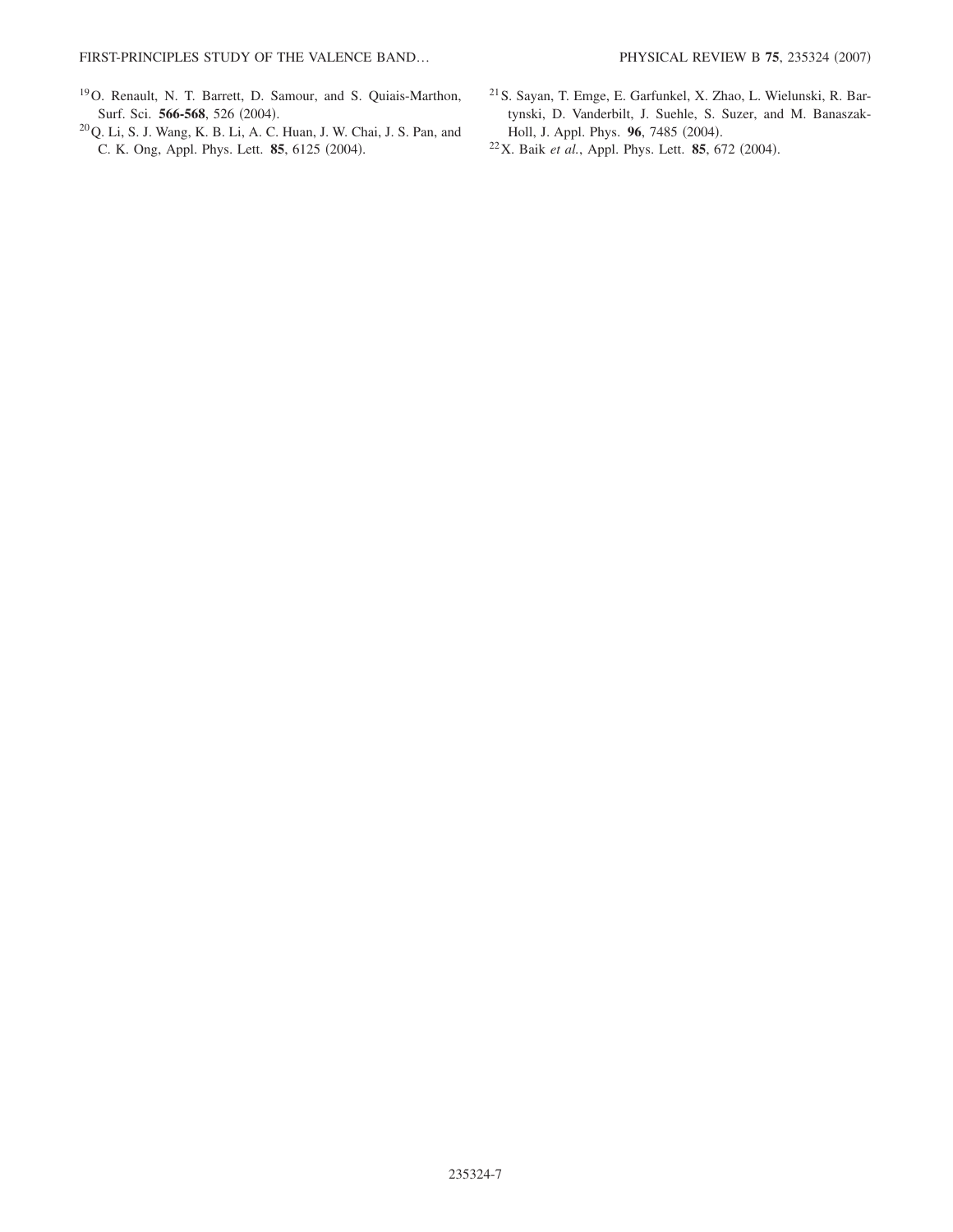[19] O. Renault, N. T. Barrett, D. Samour, and S. Quiais-Marthon, Surf. Sci. **566-568**, 526 (2004).

[20] Q. Li, S. J. Wang, K. B. Li, A. C. Huan, J. W. Chai, J. S. Pan, and C. K. Ong, Appl. Phys. Lett. **85**, 6125 (2004).

[21] S. Sayan, T. Emge, E. Garfunkel, X. Zhao, L. Wielunski, R. Bartynski, D. Vanderbilt, J. Suehle, S. Suzer, and M. Banaszak-Holl, J. Appl. Phys. **96**, 7485 (2004).

[22] X. Baik *et al.*, Appl. Phys. Lett. **85**, 672 (2004).